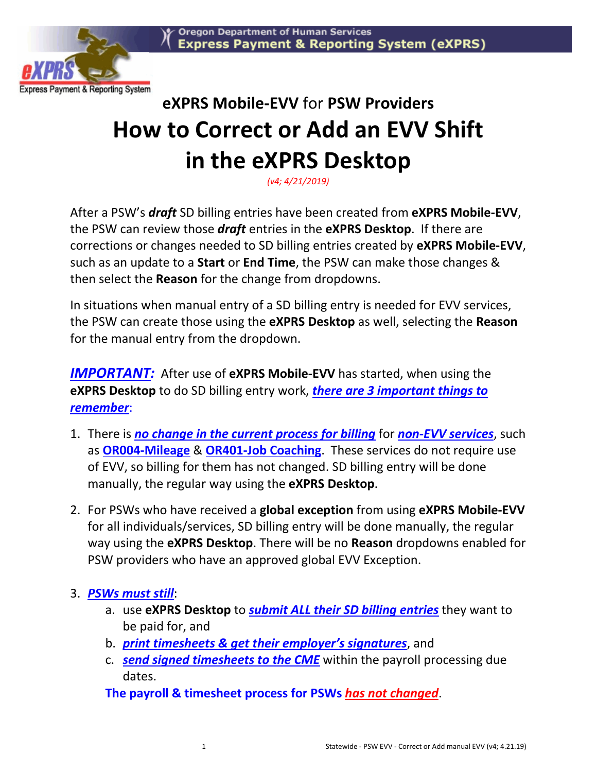# eXPRS Mobile-EVV for PSW Providers

# How to Correct or Add an EVV Shift in the eXPRS Desktop

*(v4; 4/21/2019)*

After a PSW's ***draft*** SD billing entries have been created from **eXPRS Mobile-EVV**, the PSW can review those ***draft*** entries in the **eXPRS Desktop**. If there are corrections or changes needed to SD billing entries created by **eXPRS Mobile-EVV**, such as an update to a **Start** or **End Time**, the PSW can make those changes & then select the **Reason** for the change from dropdowns.

In situations when manual entry of a SD billing entry is needed for EVV services, the PSW can create those using the **eXPRS Desktop** as well, selecting the **Reason** for the manual entry from the dropdown.

***IMPORTANT:*** After use of **eXPRS Mobile-EVV** has started, when using the **eXPRS Desktop** to do SD billing entry work, ***there are 3 important things to remember***:

1. There is ***no change in the current process for billing*** for ***non-EVV services***, such as **OR004-Mileage** & **OR401-Job Coaching**. These services do not require use of EVV, so billing for them has not changed. SD billing entry will be done manually, the regular way using the **eXPRS Desktop**.

2. For PSWs who have received a **global exception** from using **eXPRS Mobile-EVV** for all individuals/services, SD billing entry will be done manually, the regular way using the **eXPRS Desktop**. There will be no **Reason** dropdowns enabled for PSW providers who have an approved global EVV Exception.

3. ***PSWs must still***:
   a. use **eXPRS Desktop** to ***submit ALL their SD billing entries*** they want to be paid for, and
   b. ***print timesheets & get their employer's signatures***, and
   c. ***send signed timesheets to the CME*** within the payroll processing due dates.

   **The payroll & timesheet process for PSWs *has not changed*.**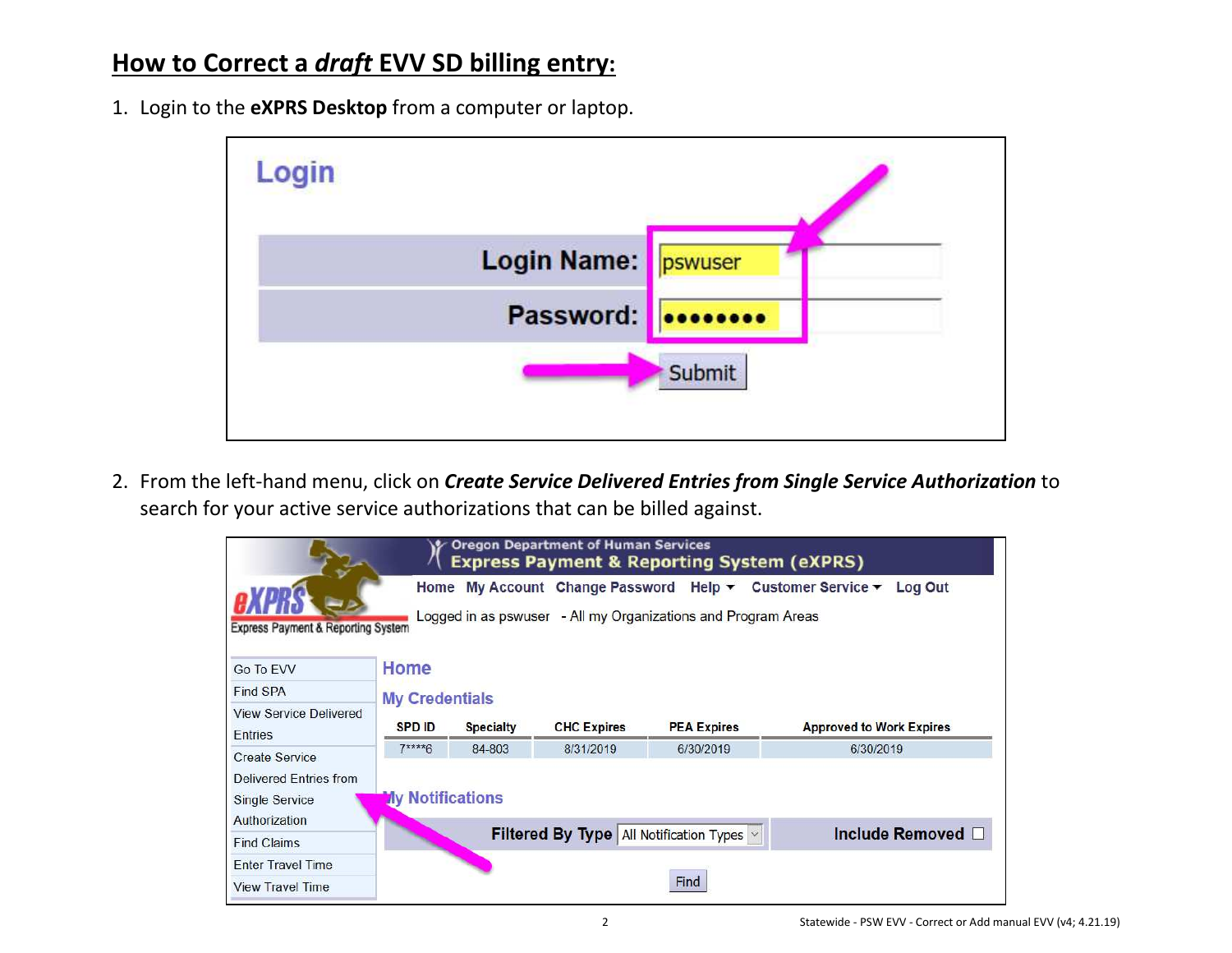## How to Correct a *draft* EVV SD billing entry:

1. Login to the **eXPRS Desktop** from a computer or laptop.

**Login**

| Login Name: | pswuser |
|---|---|
| Password: | •••••••• |

Submit

2. From the left-hand menu, click on ***Create Service Delivered Entries from Single Service Authorization*** to search for your active service authorizations that can be billed against.

Oregon Department of Human Services
Express Payment & Reporting System (eXPRS)

eXPRS Express Payment & Reporting System

Home My Account Change Password Help ▾ Customer Service ▾ Log Out

Logged in as pswuser - All my Organizations and Program Areas

- Go To EVV
- Find SPA
- View Service Delivered Entries
- Create Service Delivered Entries from Single Service Authorization
- Find Claims
- Enter Travel Time
- View Travel Time

**Home**

**My Credentials**

| SPD ID | Specialty | CHC Expires | PEA Expires | Approved to Work Expires |
|---|---|---|---|---|
| 7****6 | 84-803 | 8/31/2019 | 6/30/2019 | 6/30/2019 |

**My Notifications**

Filtered By Type: All Notification Types — Include Removed ☐

Find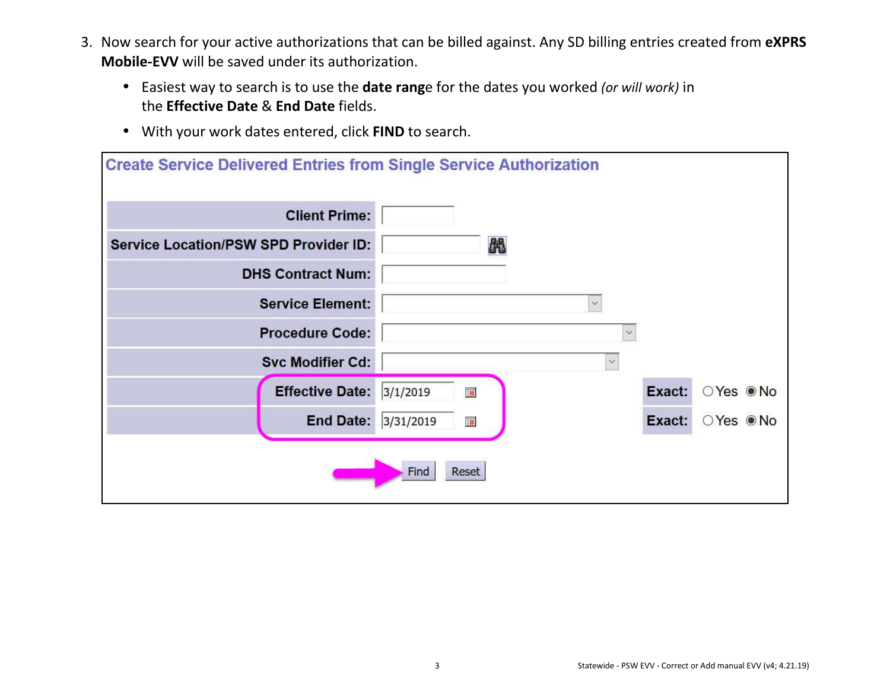3. Now search for your active authorizations that can be billed against. Any SD billing entries created from **eXPRS Mobile-EVV** will be saved under its authorization.
   - Easiest way to search is to use the **date rang**e for the dates you worked *(or will work)* in the **Effective Date** & **End Date** fields.
   - With your work dates entered, click **FIND** to search.

**Create Service Delivered Entries from Single Service Authorization**

| | | | |
|---|---|---|---|
| **Client Prime:** | | | |
| **Service Location/PSW SPD Provider ID:** | | | |
| **DHS Contract Num:** | | | |
| **Service Element:** | | | |
| **Procedure Code:** | | | |
| **Svc Modifier Cd:** | | | |
| **Effective Date:** | 3/1/2019 | **Exact:** | ○ Yes ◉ No |
| **End Date:** | 3/31/2019 | **Exact:** | ○ Yes ◉ No |

Find | Reset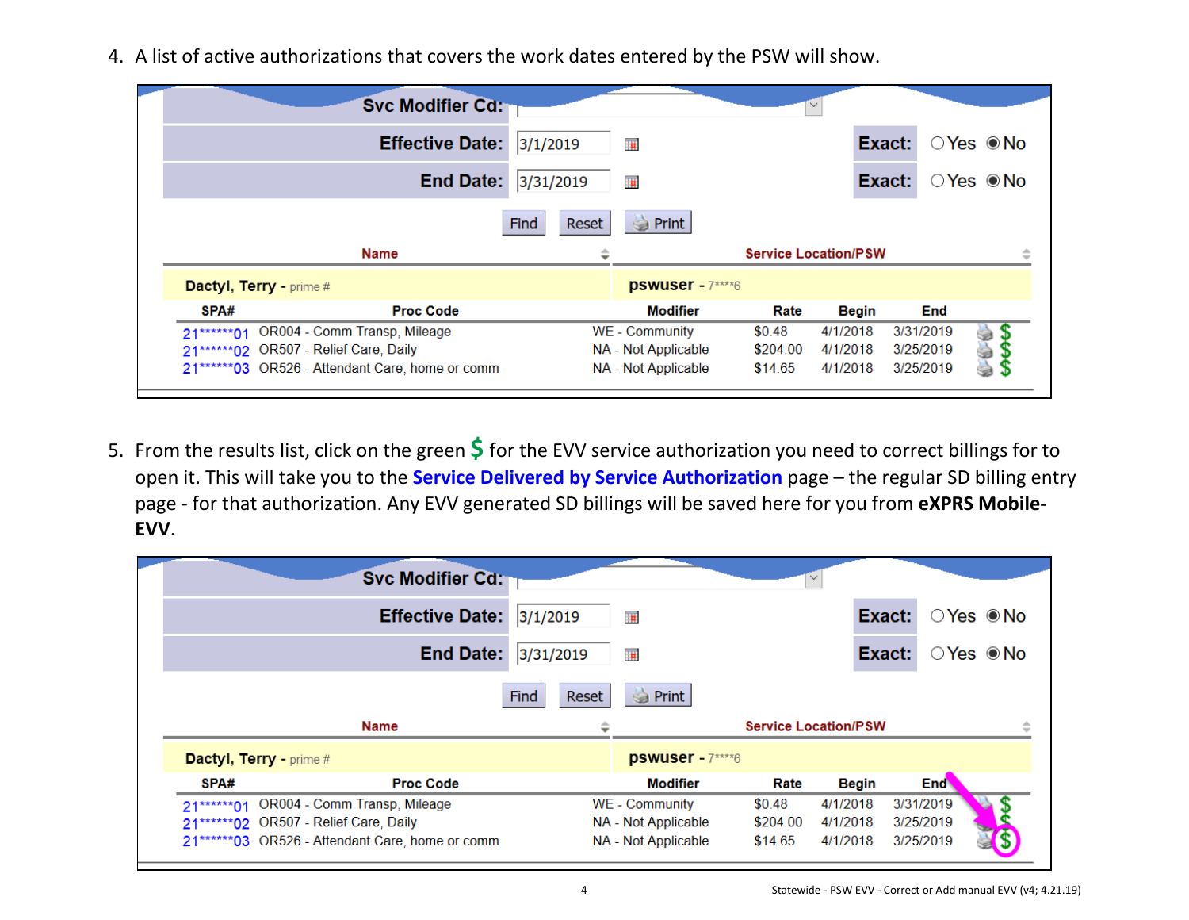4. A list of active authorizations that covers the work dates entered by the PSW will show.

**Svc Modifier Cd:**

**Effective Date:** 3/1/2019 **Exact:** ○Yes ◉No

**End Date:** 3/31/2019 **Exact:** ○Yes ◉No

Find | Reset | Print

| Name | Service Location/PSW |
|---|---|
| **Dactyl, Terry** - prime # | **pswuser** - 7****6 |

| SPA# | Proc Code | Modifier | Rate | Begin | End |
|---|---|---|---|---|---|
| 21******01 | OR004 - Comm Transp, Mileage | WE - Community | $0.48 | 4/1/2018 | 3/31/2019 |
| 21******02 | OR507 - Relief Care, Daily | NA - Not Applicable | $204.00 | 4/1/2018 | 3/25/2019 |
| 21******03 | OR526 - Attendant Care, home or comm | NA - Not Applicable | $14.65 | 4/1/2018 | 3/25/2019 |

5. From the results list, click on the green **$** for the EVV service authorization you need to correct billings for to open it. This will take you to the **Service Delivered by Service Authorization** page – the regular SD billing entry page - for that authorization. Any EVV generated SD billings will be saved here for you from **eXPRS Mobile-EVV**.

**Svc Modifier Cd:**

**Effective Date:** 3/1/2019 **Exact:** ○Yes ◉No

**End Date:** 3/31/2019 **Exact:** ○Yes ◉No

Find | Reset | Print

| Name | Service Location/PSW |
|---|---|
| **Dactyl, Terry** - prime # | **pswuser** - 7****6 |

| SPA# | Proc Code | Modifier | Rate | Begin | End |
|---|---|---|---|---|---|
| 21******01 | OR004 - Comm Transp, Mileage | WE - Community | $0.48 | 4/1/2018 | 3/31/2019 |
| 21******02 | OR507 - Relief Care, Daily | NA - Not Applicable | $204.00 | 4/1/2018 | 3/25/2019 |
| 21******03 | OR526 - Attendant Care, home or comm | NA - Not Applicable | $14.65 | 4/1/2018 | 3/25/2019 |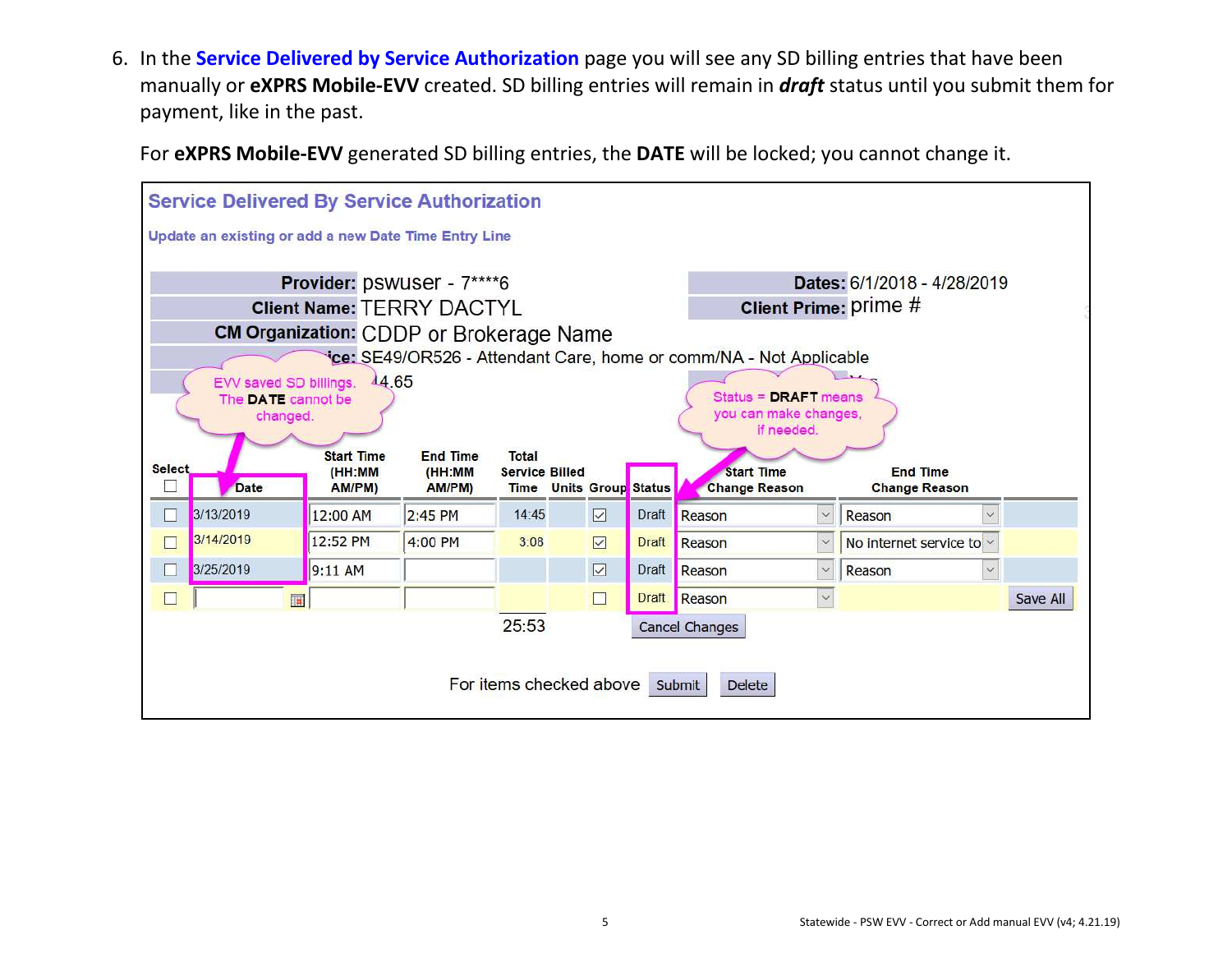6. In the **Service Delivered by Service Authorization** page you will see any SD billing entries that have been manually or **eXPRS Mobile-EVV** created. SD billing entries will remain in ***draft*** status until you submit them for payment, like in the past.

   For **eXPRS Mobile-EVV** generated SD billing entries, the **DATE** will be locked; you cannot change it.

**Service Delivered By Service Authorization**

**Update an existing or add a new Date Time Entry Line**

**Provider:** pswuser - 7****6
**Dates:** 6/1/2018 - 4/28/2019
**Client Name:** TERRY DACTYL
**Client Prime:** prime #
**CM Organization:** CDDP or Brokerage Name
**...ice:** SE49/OR526 - Attendant Care, home or comm/NA - Not Applicable
...4.65

EVV saved SD billings. The **DATE** cannot be changed.

Status = **DRAFT** means you can make changes, if needed.

| Select | Date | Start Time (HH:MM AM/PM) | End Time (HH:MM AM/PM) | Total Service Time | Billed Units | Group | Status | Start Time Change Reason | End Time Change Reason | |
|---|---|---|---|---|---|---|---|---|---|---|
| ☐ | 3/13/2019 | 12:00 AM | 2:45 PM | 14:45 | | ☑ | Draft | Reason | Reason | |
| ☐ | 3/14/2019 | 12:52 PM | 4:00 PM | 3:08 | | ☑ | Draft | Reason | No internet service to | |
| ☐ | 3/25/2019 | 9:11 AM | | | | ☑ | Draft | Reason | Reason | |
| ☐ | | | | | | ☐ | Draft | Reason | | Save All |
| | | | | 25:53 | | | Cancel Changes | | | |

For items checked above Submit Delete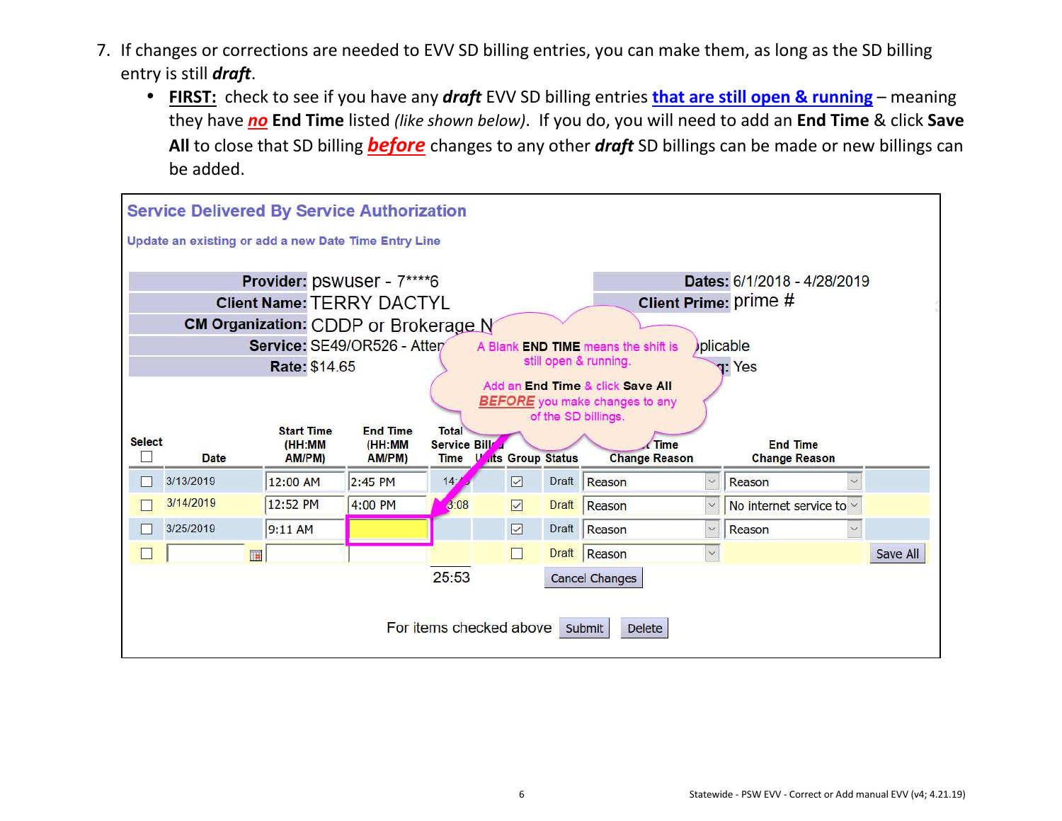7. If changes or corrections are needed to EVV SD billing entries, you can make them, as long as the SD billing entry is still ***draft***.
   - **FIRST:** check to see if you have any ***draft*** EVV SD billing entries **that are still open & running** – meaning they have **no** **End Time** listed *(like shown below)*. If you do, you will need to add an **End Time** & click **Save All** to close that SD billing ***before*** changes to any other ***draft*** SD billings can be made or new billings can be added.

**Service Delivered By Service Authorization**

**Update an existing or add a new Date Time Entry Line**

| | | | |
|---|---|---|---|
| **Provider:** | pswuser - 7****6 | **Dates:** | 6/1/2018 - 4/28/2019 |
| **Client Name:** | TERRY DACTYL | **Client Prime:** | prime # |
| **CM Organization:** | CDDP or Brokerage N | | |
| **Service:** | SE49/OR526 - Atten | | plicable |
| **Rate:** | $14.65 | | Yes |

A Blank **END TIME** means the shift is still open & running.

Add an **End Time** & click **Save All** ***BEFORE*** you make changes to any of the SD billings.

| Select | Date | Start Time (HH:MM AM/PM) | End Time (HH:MM AM/PM) | Total Service Time | Billed Units | Group | Status | Start Time Change Reason | End Time Change Reason | |
|---|---|---|---|---|---|---|---|---|---|---|
| ☐ | 3/13/2019 | 12:00 AM | 2:45 PM | 14:45 | | ☑ | Draft | Reason | Reason | |
| ☐ | 3/14/2019 | 12:52 PM | 4:00 PM | 3:08 | | ☑ | Draft | Reason | No internet service to | |
| ☐ | 3/25/2019 | 9:11 AM | | | | ☑ | Draft | Reason | Reason | |
| ☐ | | | | | | ☐ | Draft | Reason | | Save All |
| | | | | 25:53 | | | Cancel Changes | | | |

For items checked above Submit Delete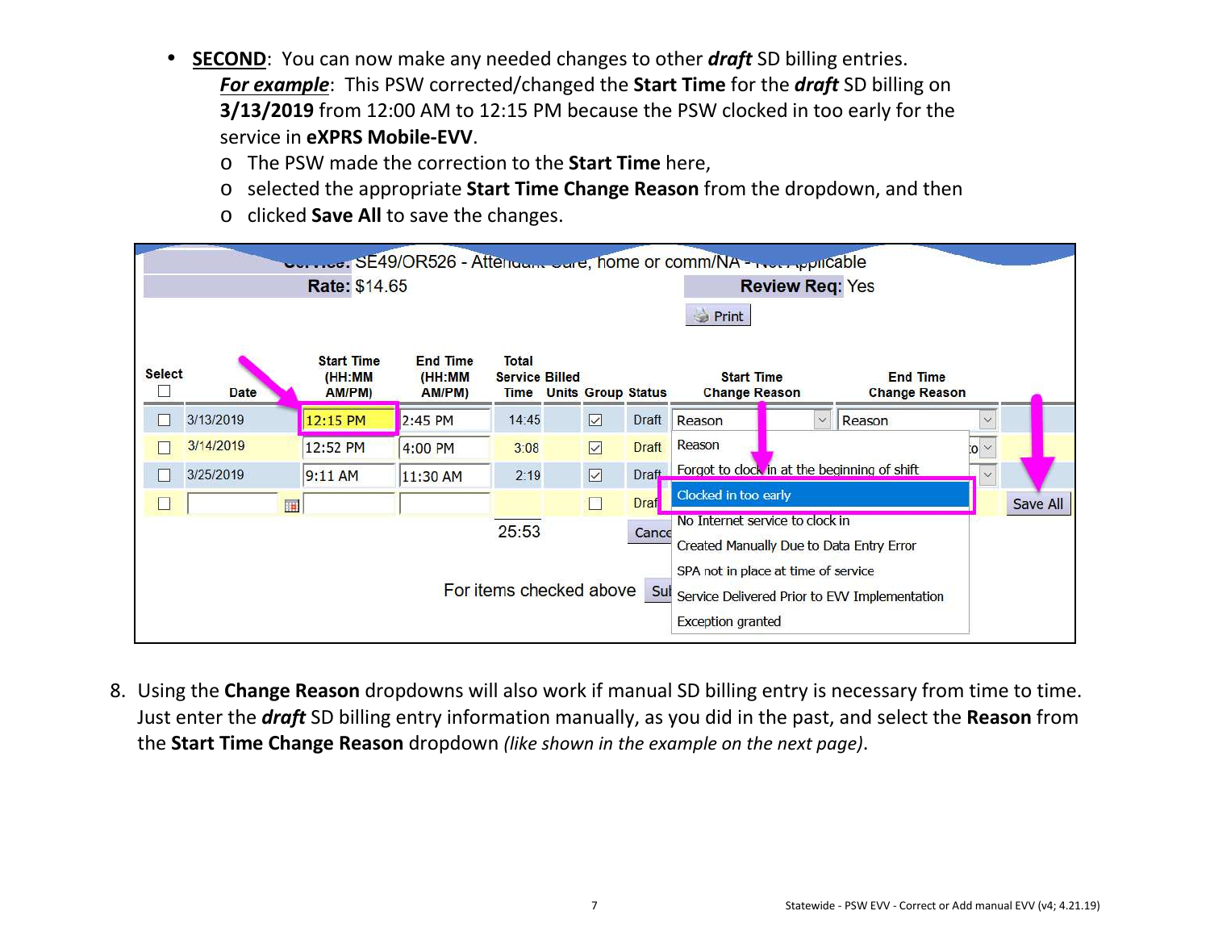- **SECOND**: You can now make any needed changes to other ***draft*** SD billing entries.
  ***For example***: This PSW corrected/changed the **Start Time** for the ***draft*** SD billing on **3/13/2019** from 12:00 AM to 12:15 PM because the PSW clocked in too early for the service in **eXPRS Mobile-EVV**.
  - The PSW made the correction to the **Start Time** here,
  - selected the appropriate **Start Time Change Reason** from the dropdown, and then
  - clicked **Save All** to save the changes.

8. Using the **Change Reason** dropdowns will also work if manual SD billing entry is necessary from time to time. Just enter the ***draft*** SD billing entry information manually, as you did in the past, and select the **Reason** from the **Start Time Change Reason** dropdown *(like shown in the example on the next page)*.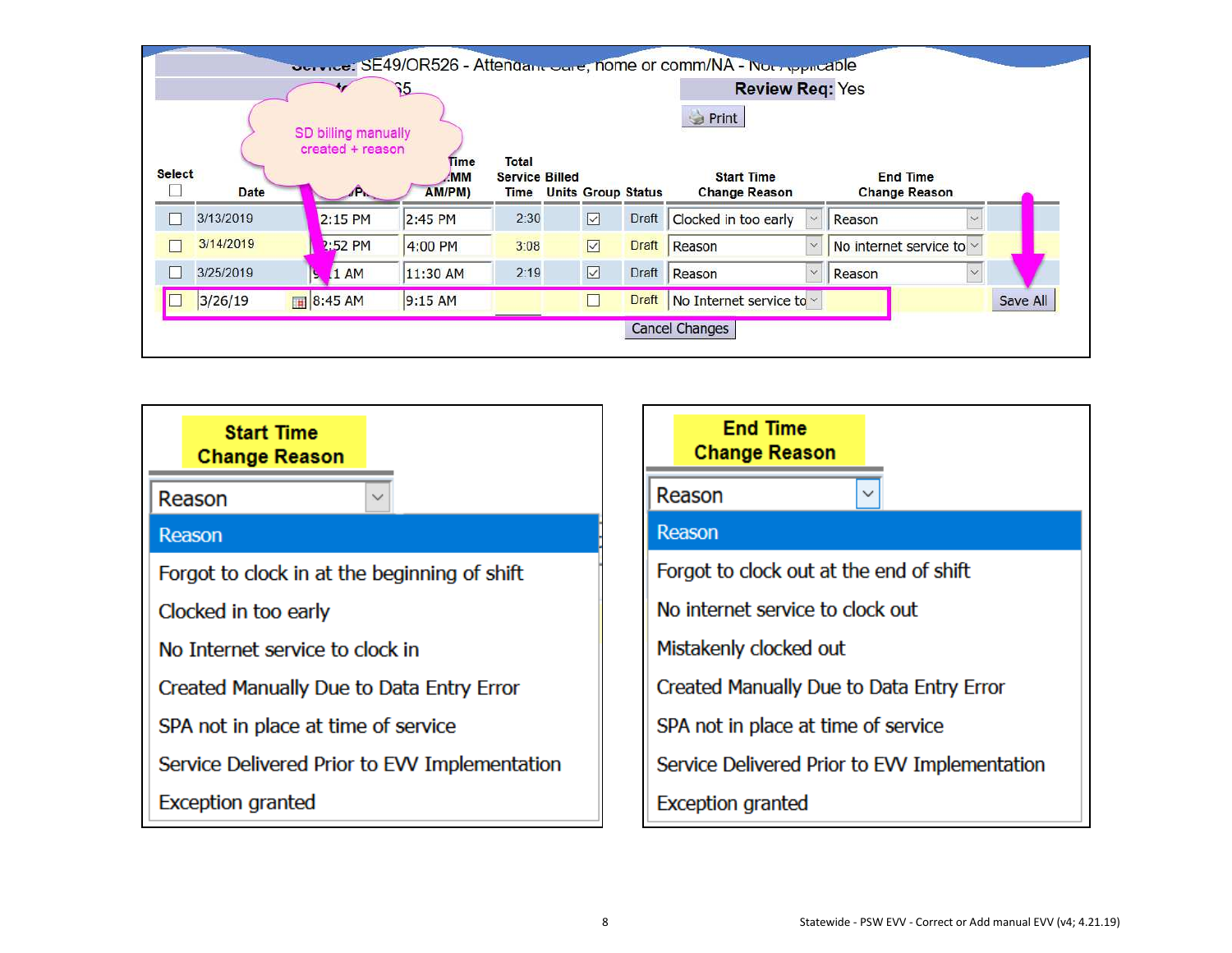Service: SE49/OR526 - Attendant Care, home or comm/NA - Not Applicable

Review Req: Yes

Print

SD billing manually created + reason

| Select | Date | Start Time (HH:MM AM/PM) | End Time (HH:MM AM/PM) | Total Service Time | Billed Units | Group | Status | Start Time Change Reason | End Time Change Reason | |
|---|---|---|---|---|---|---|---|---|---|---|
| ☐ | 3/13/2019 | 2:15 PM | 2:45 PM | 2:30 | | ☑ | Draft | Clocked in too early | Reason | |
| ☐ | 3/14/2019 | 2:52 PM | 4:00 PM | 3:08 | | ☑ | Draft | Reason | No internet service to | |
| ☐ | 3/25/2019 | 9:11 AM | 11:30 AM | 2:19 | | ☑ | Draft | Reason | Reason | |
| ☐ | 3/26/19 | 8:45 AM | 9:15 AM | | | ☐ | Draft | No Internet service to | | Save All |

Cancel Changes

**Start Time Change Reason**

- Reason
- Forgot to clock in at the beginning of shift
- Clocked in too early
- No Internet service to clock in
- Created Manually Due to Data Entry Error
- SPA not in place at time of service
- Service Delivered Prior to EVV Implementation
- Exception granted

**End Time Change Reason**

- Reason
- Forgot to clock out at the end of shift
- No internet service to clock out
- Mistakenly clocked out
- Created Manually Due to Data Entry Error
- SPA not in place at time of service
- Service Delivered Prior to EVV Implementation
- Exception granted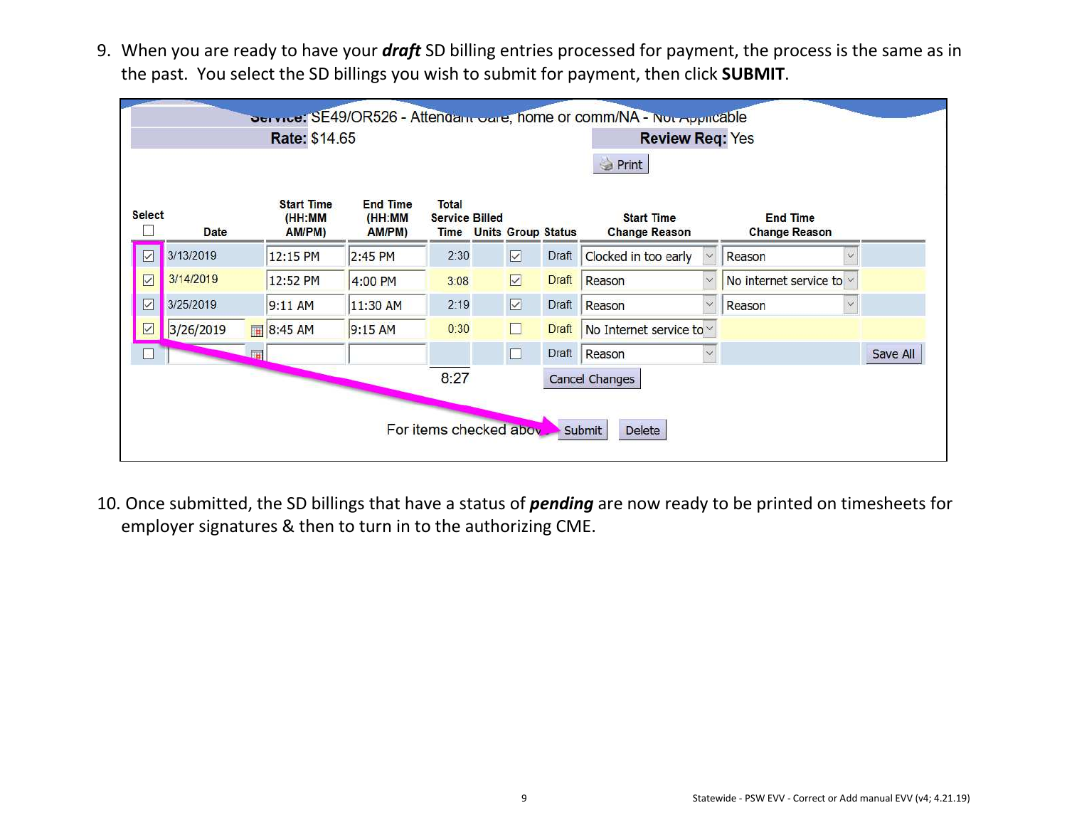9. When you are ready to have your ***draft*** SD billing entries processed for payment, the process is the same as in the past. You select the SD billings you wish to submit for payment, then click **SUBMIT**.

**Service:** SE49/OR526 - Attendant Care, home or comm/NA - Not Applicable

**Rate:** $14.65 **Review Req:** Yes

Print

| Select | Date | Start Time (HH:MM AM/PM) | End Time (HH:MM AM/PM) | Total Service Time | Billed Units | Group | Status | Start Time Change Reason | End Time Change Reason | |
|---|---|---|---|---|---|---|---|---|---|---|
| ☑ | 3/13/2019 | 12:15 PM | 2:45 PM | 2:30 | | ☑ | Draft | Clocked in too early | Reason | |
| ☑ | 3/14/2019 | 12:52 PM | 4:00 PM | 3:08 | | ☑ | Draft | Reason | No internet service to | |
| ☑ | 3/25/2019 | 9:11 AM | 11:30 AM | 2:19 | | ☑ | Draft | Reason | Reason | |
| ☑ | 3/26/2019 | 8:45 AM | 9:15 AM | 0:30 | | ☐ | Draft | No Internet service to | | |
| ☐ | | | | | | ☐ | Draft | Reason | | Save All |
| | | | | 8:27 | | | | | | |

Cancel Changes

For items checked above: Submit Delete

10. Once submitted, the SD billings that have a status of ***pending*** are now ready to be printed on timesheets for employer signatures & then to turn in to the authorizing CME.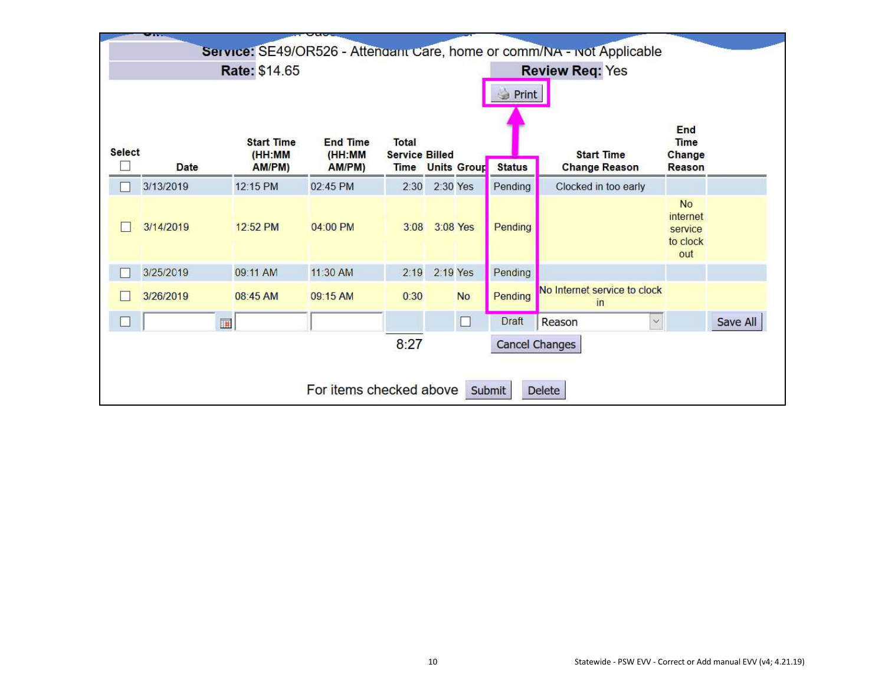**Service:** SE49/OR526 - Attendant Care, home or comm/NA - Not Applicable

**Rate:** $14.65 **Review Req:** Yes

Print

| Select | Date | Start Time (HH:MM AM/PM) | End Time (HH:MM AM/PM) | Total Service Time | Billed Units | Group | Status | Start Time Change Reason | End Time Change Reason | |
|---|---|---|---|---|---|---|---|---|---|---|
| ☐ | 3/13/2019 | 12:15 PM | 02:45 PM | 2:30 | 2:30 | Yes | Pending | Clocked in too early | | |
| ☐ | 3/14/2019 | 12:52 PM | 04:00 PM | 3:08 | 3:08 | Yes | Pending | | No internet service to clock out | |
| ☐ | 3/25/2019 | 09:11 AM | 11:30 AM | 2:19 | 2:19 | Yes | Pending | | | |
| ☐ | 3/26/2019 | 08:45 AM | 09:15 AM | 0:30 | | No | Pending | No Internet service to clock in | | |
| ☐ | | | | | | ☐ | Draft | Reason | | Save All |
| | | | | 8:27 | | | Cancel Changes | | | |

For items checked above Submit Delete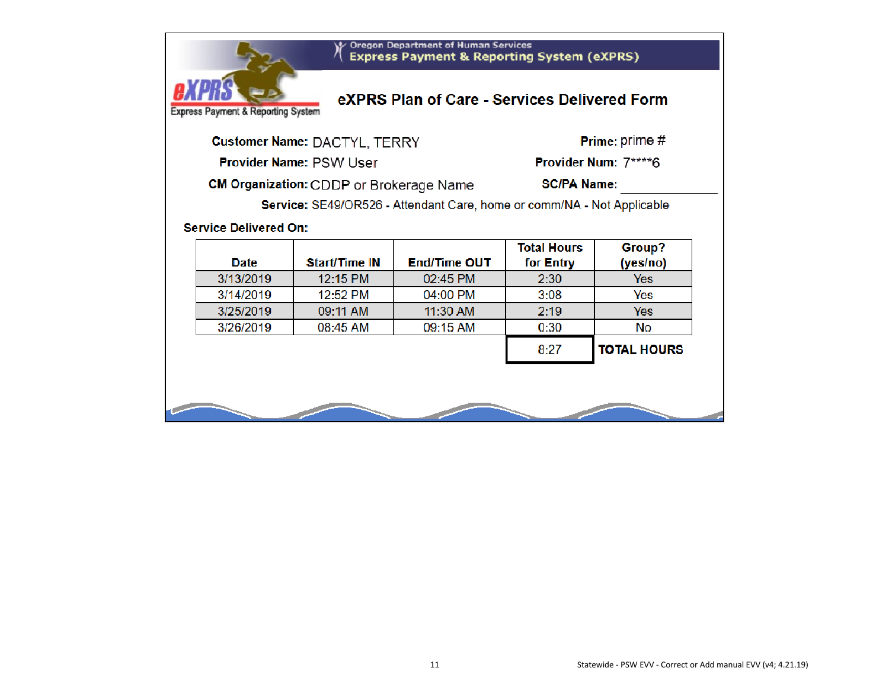Oregon Department of Human Services
Express Payment & Reporting System (eXPRS)

eXPRS
Express Payment & Reporting System

## eXPRS Plan of Care - Services Delivered Form

**Customer Name:** DACTYL, TERRY

**Prime:** prime #

**Provider Name:** PSW User

**Provider Num:** 7****6

**CM Organization:** CDDP or Brokerage Name

**SC/PA Name:**

**Service:** SE49/OR526 - Attendant Care, home or comm/NA - Not Applicable

**Service Delivered On:**

| Date | Start/Time IN | End/Time OUT | Total Hours for Entry | Group? (yes/no) |
|---|---|---|---|---|
| 3/13/2019 | 12:15 PM | 02:45 PM | 2:30 | Yes |
| 3/14/2019 | 12:52 PM | 04:00 PM | 3:08 | Yes |
| 3/25/2019 | 09:11 AM | 11:30 AM | 2:19 | Yes |
| 3/26/2019 | 08:45 AM | 09:15 AM | 0:30 | No |
| | | | 8:27 | **TOTAL HOURS** |